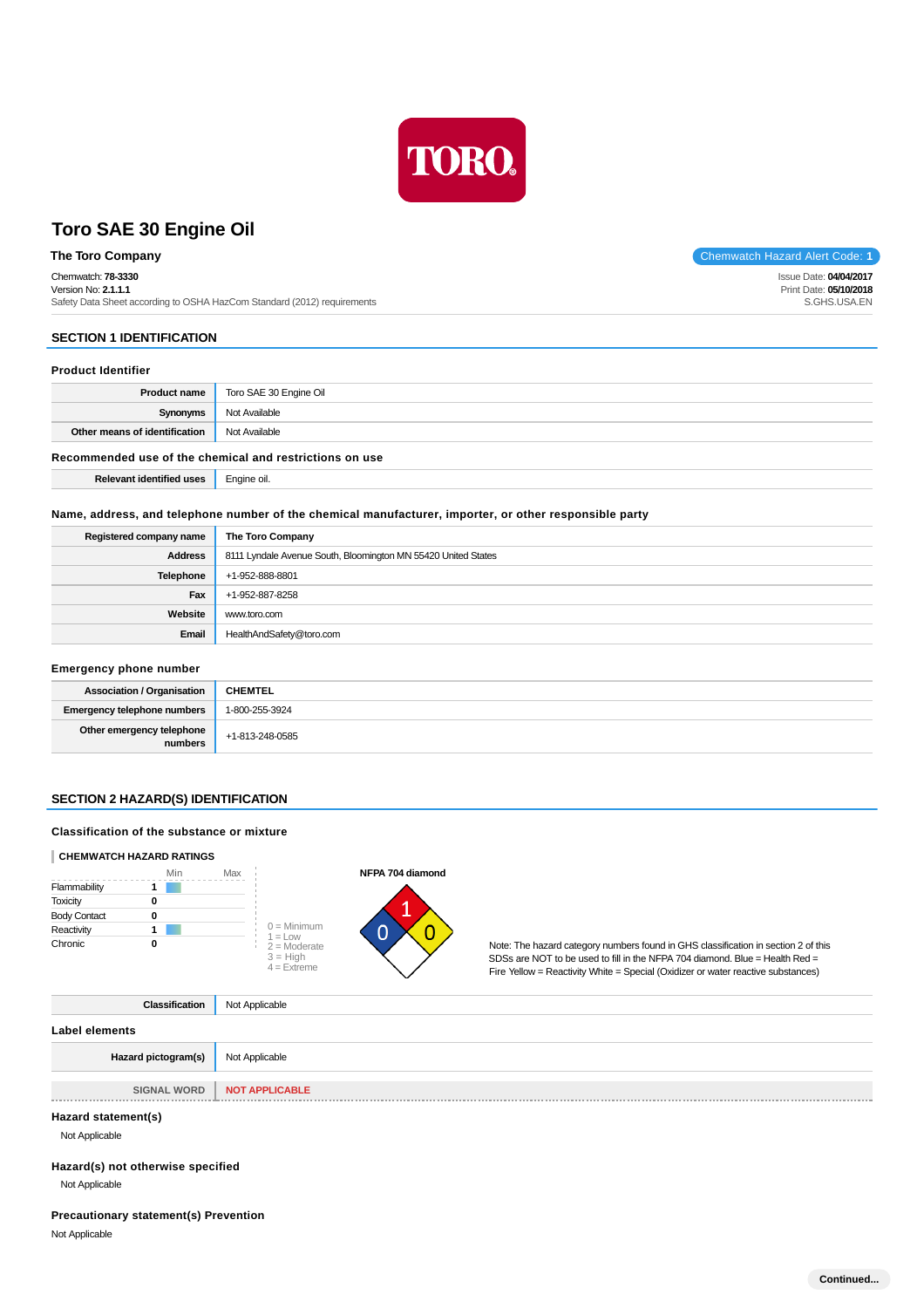# Toro SAE 30 Engine Oil

**The Toro Company**

Chemwatch Hazard Alert Code: **1**

Chemwatch: **78-3330**
Version No: **2.1.1.1**
Safety Data Sheet according to OSHA HazCom Standard (2012) requirements

Issue Date: **04/04/2017**
Print Date: **05/10/2018**
S.GHS.USA.EN

## SECTION 1 IDENTIFICATION

### Product Identifier

| | |
|---|---|
| **Product name** | Toro SAE 30 Engine Oil |
| **Synonyms** | Not Available |
| **Other means of identification** | Not Available |

### Recommended use of the chemical and restrictions on use

| | |
|---|---|
| **Relevant identified uses** | Engine oil. |

### Name, address, and telephone number of the chemical manufacturer, importer, or other responsible party

| | |
|---|---|
| **Registered company name** | **The Toro Company** |
| **Address** | 8111 Lyndale Avenue South, Bloomington MN 55420 United States |
| **Telephone** | +1-952-888-8801 |
| **Fax** | +1-952-887-8258 |
| **Website** | www.toro.com |
| **Email** | HealthAndSafety@toro.com |

### Emergency phone number

| | |
|---|---|
| **Association / Organisation** | **CHEMTEL** |
| **Emergency telephone numbers** | 1-800-255-3924 |
| **Other emergency telephone numbers** | +1-813-248-0585 |

## SECTION 2 HAZARD(S) IDENTIFICATION

### Classification of the substance or mixture

**CHEMWATCH HAZARD RATINGS**

| | Min | Max |
|---|---|---|
| Flammability | 1 | |
| Toxicity | 0 | |
| Body Contact | 0 | |
| Reactivity | 1 | |
| Chronic | 0 | |

0 = Minimum
1 = Low
2 = Moderate
3 = High
4 = Extreme

**NFPA 704 diamond**

Health (Blue): 0; Flammability (Red): 1; Reactivity (Yellow): 0

Note: The hazard category numbers found in GHS classification in section 2 of this SDSs are NOT to be used to fill in the NFPA 704 diamond. Blue = Health Red = Fire Yellow = Reactivity White = Special (Oxidizer or water reactive substances)

| | |
|---|---|
| **Classification** | Not Applicable |

### Label elements

| | |
|---|---|
| **Hazard pictogram(s)** | Not Applicable |
| **SIGNAL WORD** | **NOT APPLICABLE** |

### Hazard statement(s)

Not Applicable

### Hazard(s) not otherwise specified

Not Applicable

### Precautionary statement(s) Prevention

Not Applicable

**Continued...**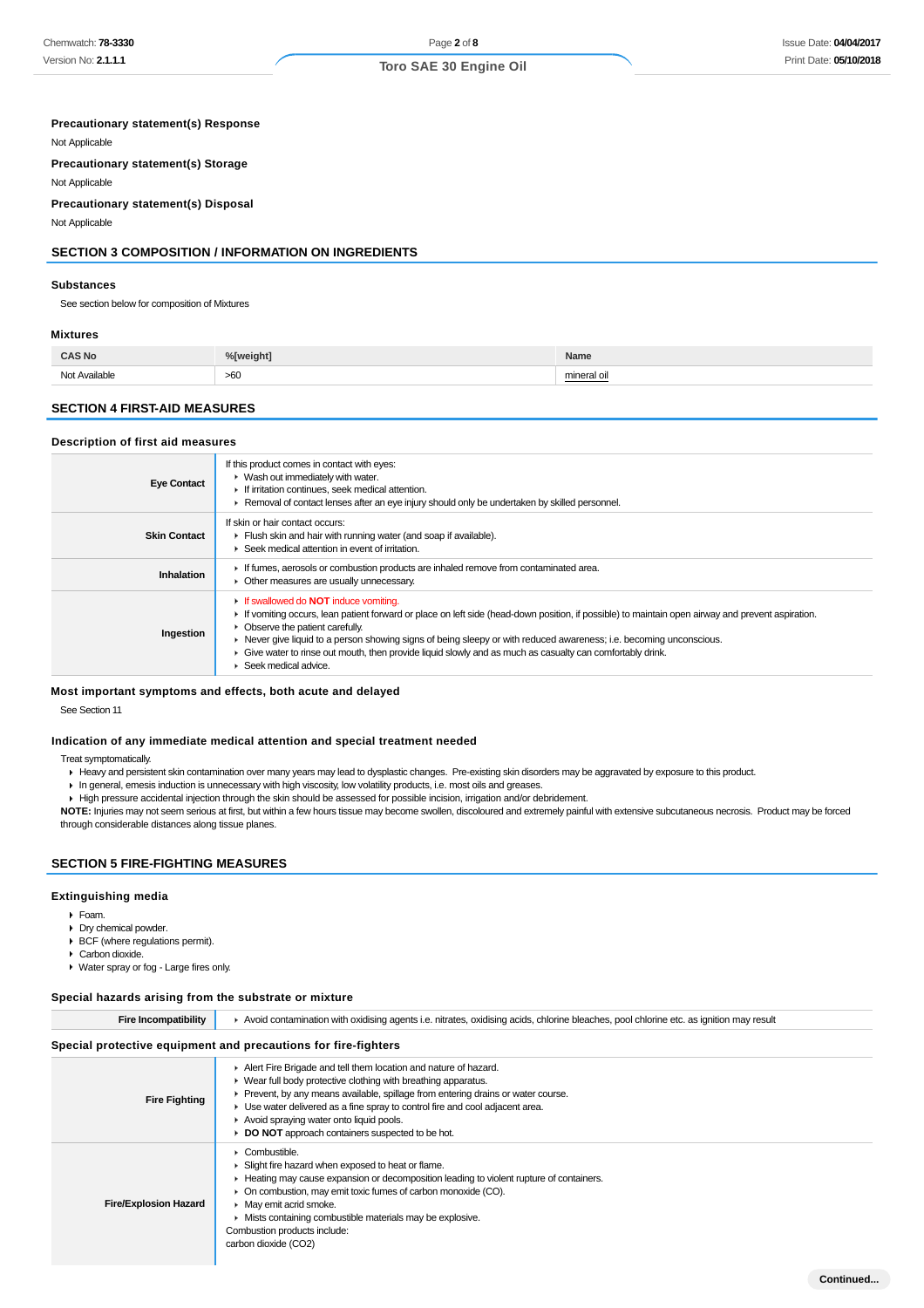### Precautionary statement(s) Response

Not Applicable

### Precautionary statement(s) Storage

Not Applicable

### Precautionary statement(s) Disposal

Not Applicable

## SECTION 3 COMPOSITION / INFORMATION ON INGREDIENTS

### Substances

See section below for composition of Mixtures

### Mixtures

| CAS No | %[weight] | Name |
|---|---|---|
| Not Available | >60 | mineral oil |

## SECTION 4 FIRST-AID MEASURES

### Description of first aid measures

| | |
|---|---|
| **Eye Contact** | If this product comes in contact with eyes:<br>▸ Wash out immediately with water.<br>▸ If irritation continues, seek medical attention.<br>▸ Removal of contact lenses after an eye injury should only be undertaken by skilled personnel. |
| **Skin Contact** | If skin or hair contact occurs:<br>▸ Flush skin and hair with running water (and soap if available).<br>▸ Seek medical attention in event of irritation. |
| **Inhalation** | ▸ If fumes, aerosols or combustion products are inhaled remove from contaminated area.<br>▸ Other measures are usually unnecessary. |
| **Ingestion** | ▸ If swallowed do **NOT** induce vomiting.<br>▸ If vomiting occurs, lean patient forward or place on left side (head-down position, if possible) to maintain open airway and prevent aspiration.<br>▸ Observe the patient carefully.<br>▸ Never give liquid to a person showing signs of being sleepy or with reduced awareness; i.e. becoming unconscious.<br>▸ Give water to rinse out mouth, then provide liquid slowly and as much as casualty can comfortably drink.<br>▸ Seek medical advice. |

### Most important symptoms and effects, both acute and delayed

See Section 11

### Indication of any immediate medical attention and special treatment needed

Treat symptomatically.

- Heavy and persistent skin contamination over many years may lead to dysplastic changes. Pre-existing skin disorders may be aggravated by exposure to this product.
- In general, emesis induction is unnecessary with high viscosity, low volatility products, i.e. most oils and greases.
- High pressure accidental injection through the skin should be assessed for possible incision, irrigation and/or debridement.

**NOTE:** Injuries may not seem serious at first, but within a few hours tissue may become swollen, discoloured and extremely painful with extensive subcutaneous necrosis. Product may be forced through considerable distances along tissue planes.

## SECTION 5 FIRE-FIGHTING MEASURES

### Extinguishing media

- Foam.
- Dry chemical powder.
- BCF (where regulations permit).
- Carbon dioxide.
- Water spray or fog - Large fires only.

### Special hazards arising from the substrate or mixture

| | |
|---|---|
| **Fire Incompatibility** | ▸ Avoid contamination with oxidising agents i.e. nitrates, oxidising acids, chlorine bleaches, pool chlorine etc. as ignition may result |

### Special protective equipment and precautions for fire-fighters

| | |
|---|---|
| **Fire Fighting** | ▸ Alert Fire Brigade and tell them location and nature of hazard.<br>▸ Wear full body protective clothing with breathing apparatus.<br>▸ Prevent, by any means available, spillage from entering drains or water course.<br>▸ Use water delivered as a fine spray to control fire and cool adjacent area.<br>▸ Avoid spraying water onto liquid pools.<br>▸ **DO NOT** approach containers suspected to be hot. |
| **Fire/Explosion Hazard** | ▸ Combustible.<br>▸ Slight fire hazard when exposed to heat or flame.<br>▸ Heating may cause expansion or decomposition leading to violent rupture of containers.<br>▸ On combustion, may emit toxic fumes of carbon monoxide (CO).<br>▸ May emit acrid smoke.<br>▸ Mists containing combustible materials may be explosive.<br>Combustion products include:<br>carbon dioxide ($CO_2$) |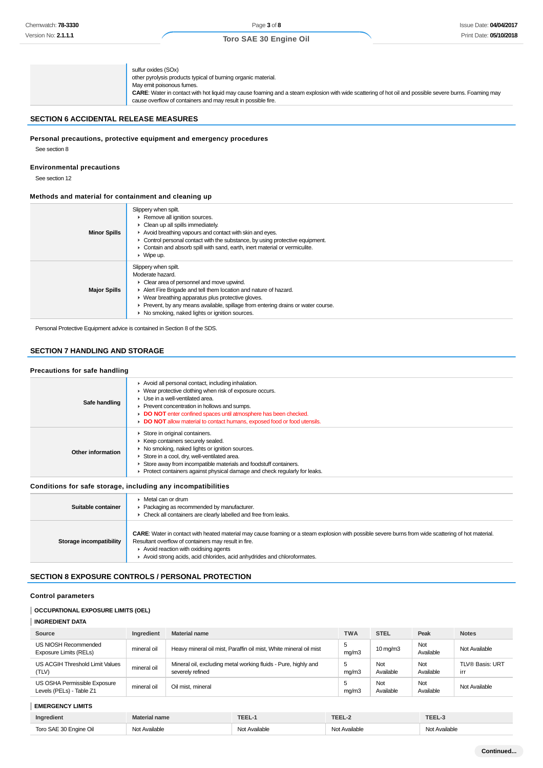| | |
|---|---|
| | sulfur oxides (SOx)<br>other pyrolysis products typical of burning organic material.<br>May emit poisonous fumes.<br>**CARE**: Water in contact with hot liquid may cause foaming and a steam explosion with wide scattering of hot oil and possible severe burns. Foaming may cause overflow of containers and may result in possible fire. |

## SECTION 6 ACCIDENTAL RELEASE MEASURES

### Personal precautions, protective equipment and emergency procedures

See section 8

### Environmental precautions

See section 12

### Methods and material for containment and cleaning up

| | |
|---|---|
| **Minor Spills** | Slippery when spilt.<br>▸ Remove all ignition sources.<br>▸ Clean up all spills immediately.<br>▸ Avoid breathing vapours and contact with skin and eyes.<br>▸ Control personal contact with the substance, by using protective equipment.<br>▸ Contain and absorb spill with sand, earth, inert material or vermiculite.<br>▸ Wipe up. |
| **Major Spills** | Slippery when spilt.<br>Moderate hazard.<br>▸ Clear area of personnel and move upwind.<br>▸ Alert Fire Brigade and tell them location and nature of hazard.<br>▸ Wear breathing apparatus plus protective gloves.<br>▸ Prevent, by any means available, spillage from entering drains or water course.<br>▸ No smoking, naked lights or ignition sources. |

Personal Protective Equipment advice is contained in Section 8 of the SDS.

## SECTION 7 HANDLING AND STORAGE

### Precautions for safe handling

| | |
|---|---|
| **Safe handling** | ▸ Avoid all personal contact, including inhalation.<br>▸ Wear protective clothing when risk of exposure occurs.<br>▸ Use in a well-ventilated area.<br>▸ Prevent concentration in hollows and sumps.<br>▸ **DO NOT** enter confined spaces until atmosphere has been checked.<br>▸ **DO NOT** allow material to contact humans, exposed food or food utensils. |
| **Other information** | ▸ Store in original containers.<br>▸ Keep containers securely sealed.<br>▸ No smoking, naked lights or ignition sources.<br>▸ Store in a cool, dry, well-ventilated area.<br>▸ Store away from incompatible materials and foodstuff containers.<br>▸ Protect containers against physical damage and check regularly for leaks. |

### Conditions for safe storage, including any incompatibilities

| | |
|---|---|
| **Suitable container** | ▸ Metal can or drum<br>▸ Packaging as recommended by manufacturer.<br>▸ Check all containers are clearly labelled and free from leaks. |
| **Storage incompatibility** | **CARE**: Water in contact with heated material may cause foaming or a steam explosion with possible severe burns from wide scattering of hot material. Resultant overflow of containers may result in fire.<br>▸ Avoid reaction with oxidising agents<br>▸ Avoid strong acids, acid chlorides, acid anhydrides and chloroformates. |

## SECTION 8 EXPOSURE CONTROLS / PERSONAL PROTECTION

### Control parameters

**OCCUPATIONAL EXPOSURE LIMITS (OEL)**

**INGREDIENT DATA**

| Source | Ingredient | Material name | TWA | STEL | Peak | Notes |
|---|---|---|---|---|---|---|
| US NIOSH Recommended Exposure Limits (RELs) | mineral oil | Heavy mineral oil mist, Paraffin oil mist, White mineral oil mist | 5 mg/m3 | 10 mg/m3 | Not Available | Not Available |
| US ACGIH Threshold Limit Values (TLV) | mineral oil | Mineral oil, excluding metal working fluids - Pure, highly and severely refined | 5 mg/m3 | Not Available | Not Available | TLV® Basis: URT irr |
| US OSHA Permissible Exposure Levels (PELs) - Table Z1 | mineral oil | Oil mist, mineral | 5 mg/m3 | Not Available | Not Available | Not Available |

**EMERGENCY LIMITS**

| Ingredient | Material name | TEEL-1 | TEEL-2 | TEEL-3 |
|---|---|---|---|---|
| Toro SAE 30 Engine Oil | Not Available | Not Available | Not Available | Not Available |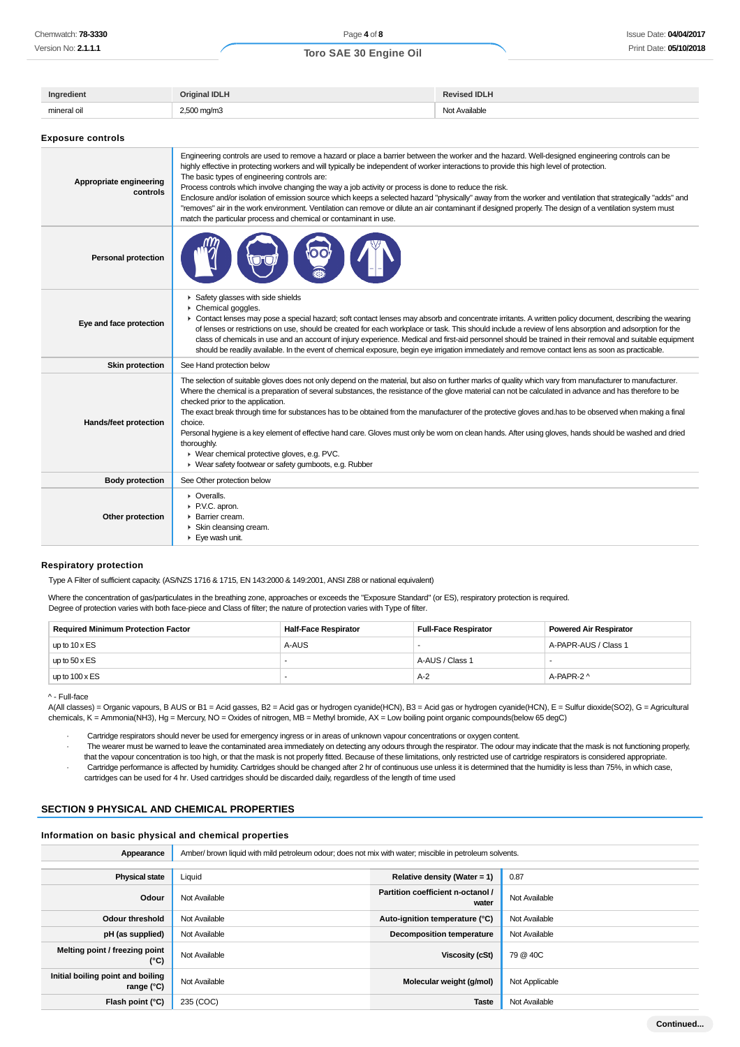| Ingredient | Original IDLH | Revised IDLH |
|---|---|---|
| mineral oil | 2,500 mg/m3 | Not Available |

### Exposure controls

| | |
|---|---|
| **Appropriate engineering controls** | Engineering controls are used to remove a hazard or place a barrier between the worker and the hazard. Well-designed engineering controls can be highly effective in protecting workers and will typically be independent of worker interactions to provide this high level of protection.<br>The basic types of engineering controls are:<br>Process controls which involve changing the way a job activity or process is done to reduce the risk.<br>Enclosure and/or isolation of emission source which keeps a selected hazard "physically" away from the worker and ventilation that strategically "adds" and "removes" air in the work environment. Ventilation can remove or dilute an air contaminant if designed properly. The design of a ventilation system must match the particular process and chemical or contaminant in use. |
| **Personal protection** | |
| **Eye and face protection** | ▸ Safety glasses with side shields<br>▸ Chemical goggles.<br>▸ Contact lenses may pose a special hazard; soft contact lenses may absorb and concentrate irritants. A written policy document, describing the wearing of lenses or restrictions on use, should be created for each workplace or task. This should include a review of lens absorption and adsorption for the class of chemicals in use and an account of injury experience. Medical and first-aid personnel should be trained in their removal and suitable equipment should be readily available. In the event of chemical exposure, begin eye irrigation immediately and remove contact lens as soon as practicable. |
| **Skin protection** | See Hand protection below |
| **Hands/feet protection** | The selection of suitable gloves does not only depend on the material, but also on further marks of quality which vary from manufacturer to manufacturer. Where the chemical is a preparation of several substances, the resistance of the glove material can not be calculated in advance and has therefore to be checked prior to the application.<br>The exact break through time for substances has to be obtained from the manufacturer of the protective gloves and.has to be observed when making a final choice.<br>Personal hygiene is a key element of effective hand care. Gloves must only be worn on clean hands. After using gloves, hands should be washed and dried thoroughly.<br>▸ Wear chemical protective gloves, e.g. PVC.<br>▸ Wear safety footwear or safety gumboots, e.g. Rubber |
| **Body protection** | See Other protection below |
| **Other protection** | ▸ Overalls.<br>▸ P.V.C. apron.<br>▸ Barrier cream.<br>▸ Skin cleansing cream.<br>▸ Eye wash unit. |

### Respiratory protection

Type A Filter of sufficient capacity. (AS/NZS 1716 & 1715, EN 143:2000 & 149:2001, ANSI Z88 or national equivalent)

Where the concentration of gas/particulates in the breathing zone, approaches or exceeds the "Exposure Standard" (or ES), respiratory protection is required.
Degree of protection varies with both face-piece and Class of filter; the nature of protection varies with Type of filter.

| Required Minimum Protection Factor | Half-Face Respirator | Full-Face Respirator | Powered Air Respirator |
|---|---|---|---|
| up to 10 x ES | A-AUS | - | A-PAPR-AUS / Class 1 |
| up to 50 x ES | - | A-AUS / Class 1 | - |
| up to 100 x ES | - | A-2 | A-PAPR-2 ^ |

^ - Full-face
A(All classes) = Organic vapours, B AUS or B1 = Acid gasses, B2 = Acid gas or hydrogen cyanide(HCN), B3 = Acid gas or hydrogen cyanide(HCN), E = Sulfur dioxide(SO2), G = Agricultural chemicals, K = Ammonia(NH3), Hg = Mercury, NO = Oxides of nitrogen, MB = Methyl bromide, AX = Low boiling point organic compounds(below 65 degC)

- Cartridge respirators should never be used for emergency ingress or in areas of unknown vapour concentrations or oxygen content.
- The wearer must be warned to leave the contaminated area immediately on detecting any odours through the respirator. The odour may indicate that the mask is not functioning properly, that the vapour concentration is too high, or that the mask is not properly fitted. Because of these limitations, only restricted use of cartridge respirators is considered appropriate.
- Cartridge performance is affected by humidity. Cartridges should be changed after 2 hr of continuous use unless it is determined that the humidity is less than 75%, in which case, cartridges can be used for 4 hr. Used cartridges should be discarded daily, regardless of the length of time used

## SECTION 9 PHYSICAL AND CHEMICAL PROPERTIES

### Information on basic physical and chemical properties

| | | | |
|---|---|---|---|
| **Appearance** | Amber/ brown liquid with mild petroleum odour; does not mix with water; miscible in petroleum solvents. | | |
| **Physical state** | Liquid | **Relative density (Water = 1)** | 0.87 |
| **Odour** | Not Available | **Partition coefficient n-octanol / water** | Not Available |
| **Odour threshold** | Not Available | **Auto-ignition temperature (°C)** | Not Available |
| **pH (as supplied)** | Not Available | **Decomposition temperature** | Not Available |
| **Melting point / freezing point (°C)** | Not Available | **Viscosity (cSt)** | 79 @ 40C |
| **Initial boiling point and boiling range (°C)** | Not Available | **Molecular weight (g/mol)** | Not Applicable |
| **Flash point (°C)** | 235 (COC) | **Taste** | Not Available |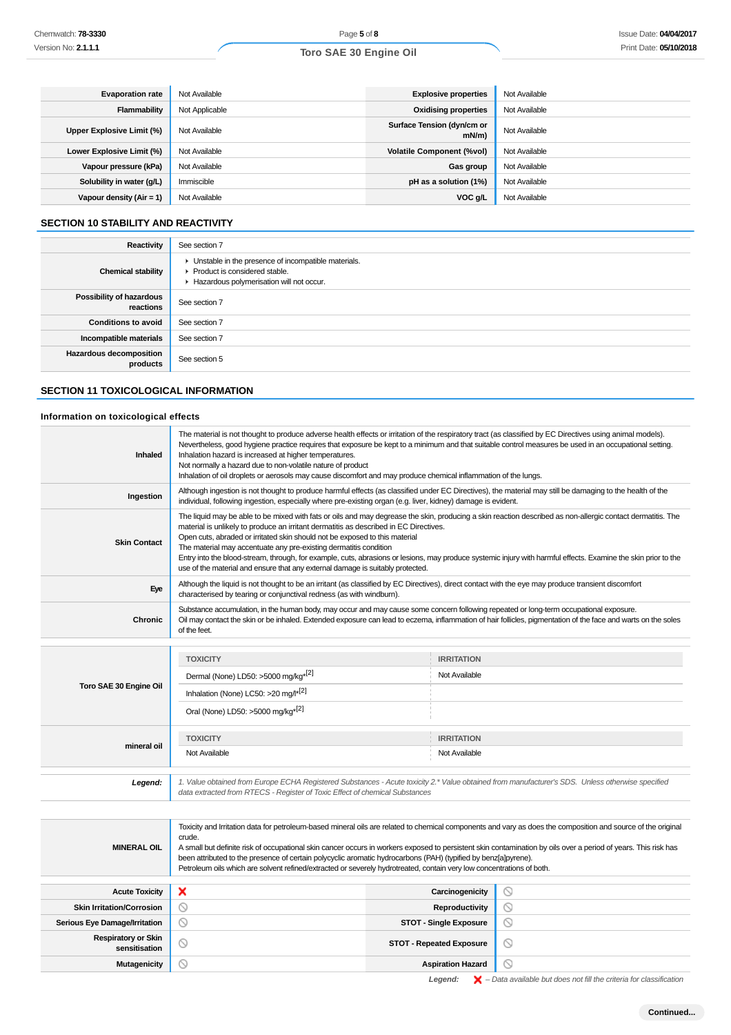| | | | |
|---|---|---|---|
| **Evaporation rate** | Not Available | **Explosive properties** | Not Available |
| **Flammability** | Not Applicable | **Oxidising properties** | Not Available |
| **Upper Explosive Limit (%)** | Not Available | **Surface Tension (dyn/cm or mN/m)** | Not Available |
| **Lower Explosive Limit (%)** | Not Available | **Volatile Component (%vol)** | Not Available |
| **Vapour pressure (kPa)** | Not Available | **Gas group** | Not Available |
| **Solubility in water (g/L)** | Immiscible | **pH as a solution (1%)** | Not Available |
| **Vapour density (Air = 1)** | Not Available | **VOC g/L** | Not Available |

## SECTION 10 STABILITY AND REACTIVITY

| | |
|---|---|
| **Reactivity** | See section 7 |
| **Chemical stability** | ▸ Unstable in the presence of incompatible materials.<br>▸ Product is considered stable.<br>▸ Hazardous polymerisation will not occur. |
| **Possibility of hazardous reactions** | See section 7 |
| **Conditions to avoid** | See section 7 |
| **Incompatible materials** | See section 7 |
| **Hazardous decomposition products** | See section 5 |

## SECTION 11 TOXICOLOGICAL INFORMATION

### Information on toxicological effects

| | |
|---|---|
| **Inhaled** | The material is not thought to produce adverse health effects or irritation of the respiratory tract (as classified by EC Directives using animal models). Nevertheless, good hygiene practice requires that exposure be kept to a minimum and that suitable control measures be used in an occupational setting.<br>Inhalation hazard is increased at higher temperatures.<br>Not normally a hazard due to non-volatile nature of product<br>Inhalation of oil droplets or aerosols may cause discomfort and may produce chemical inflammation of the lungs. |
| **Ingestion** | Although ingestion is not thought to produce harmful effects (as classified under EC Directives), the material may still be damaging to the health of the individual, following ingestion, especially where pre-existing organ (e.g. liver, kidney) damage is evident. |
| **Skin Contact** | The liquid may be able to be mixed with fats or oils and may degrease the skin, producing a skin reaction described as non-allergic contact dermatitis. The material is unlikely to produce an irritant dermatitis as described in EC Directives.<br>Open cuts, abraded or irritated skin should not be exposed to this material<br>The material may accentuate any pre-existing dermatitis condition<br>Entry into the blood-stream, through, for example, cuts, abrasions or lesions, may produce systemic injury with harmful effects. Examine the skin prior to the use of the material and ensure that any external damage is suitably protected. |
| **Eye** | Although the liquid is not thought to be an irritant (as classified by EC Directives), direct contact with the eye may produce transient discomfort characterised by tearing or conjunctival redness (as with windburn). |
| **Chronic** | Substance accumulation, in the human body, may occur and may cause some concern following repeated or long-term occupational exposure.<br>Oil may contact the skin or be inhaled. Extended exposure can lead to eczema, inflammation of hair follicles, pigmentation of the face and warts on the soles of the feet. |

| | TOXICITY | IRRITATION |
|---|---|---|
| **Toro SAE 30 Engine Oil** | Dermal (None) LD50: >5000 mg/kg*[2] | Not Available |
| | Inhalation (None) LC50: >20 mg/l*[2] | |
| | Oral (None) LD50: >5000 mg/kg*[2] | |
| **mineral oil** | Not Available | Not Available |

| | |
|---|---|
| ***Legend:*** | *1. Value obtained from Europe ECHA Registered Substances - Acute toxicity 2.\* Value obtained from manufacturer's SDS. Unless otherwise specified data extracted from RTECS - Register of Toxic Effect of chemical Substances* |

| | |
|---|---|
| **MINERAL OIL** | Toxicity and Irritation data for petroleum-based mineral oils are related to chemical components and vary as does the composition and source of the original crude.<br>A small but definite risk of occupational skin cancer occurs in workers exposed to persistent skin contamination by oils over a period of years. This risk has been attributed to the presence of certain polycyclic aromatic hydrocarbons (PAH) (typified by benz[a]pyrene).<br>Petroleum oils which are solvent refined/extracted or severely hydrotreated, contain very low concentrations of both. |

| | | | |
|---|---|---|---|
| **Acute Toxicity** | ❌ | **Carcinogenicity** | ⃠ |
| **Skin Irritation/Corrosion** | ⃠ | **Reproductivity** | ⃠ |
| **Serious Eye Damage/Irritation** | ⃠ | **STOT - Single Exposure** | ⃠ |
| **Respiratory or Skin sensitisation** | ⃠ | **STOT - Repeated Exposure** | ⃠ |
| **Mutagenicity** | ⃠ | **Aspiration Hazard** | ⃠ |

***Legend:*** ❌ *– Data available but does not fill the criteria for classification*

**Continued...**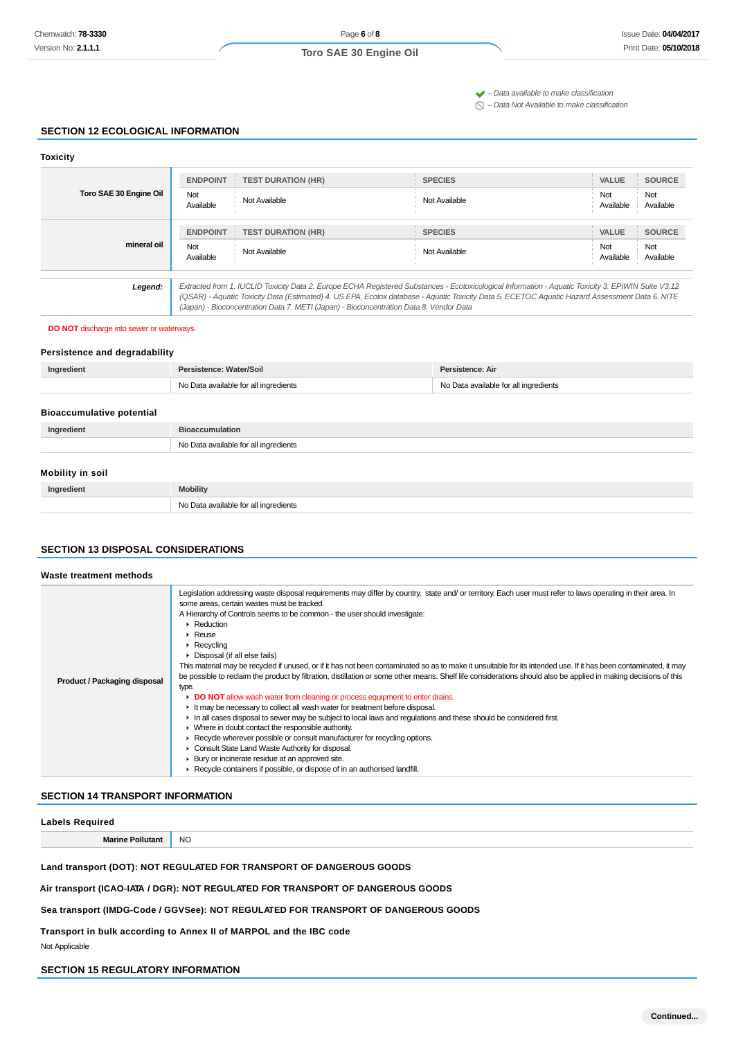✔ – Data available to make classification
⃠ – Data Not Available to make classification

## SECTION 12 ECOLOGICAL INFORMATION

### Toxicity

| | ENDPOINT | TEST DURATION (HR) | SPECIES | VALUE | SOURCE |
|---|---|---|---|---|---|
| **Toro SAE 30 Engine Oil** | Not Available | Not Available | Not Available | Not Available | Not Available |

| | ENDPOINT | TEST DURATION (HR) | SPECIES | VALUE | SOURCE |
|---|---|---|---|---|---|
| **mineral oil** | Not Available | Not Available | Not Available | Not Available | Not Available |

| | |
|---|---|
| ***Legend:*** | *Extracted from 1. IUCLID Toxicity Data 2. Europe ECHA Registered Substances - Ecotoxicological Information - Aquatic Toxicity 3. EPIWIN Suite V3.12 (QSAR) - Aquatic Toxicity Data (Estimated) 4. US EPA, Ecotox database - Aquatic Toxicity Data 5. ECETOC Aquatic Hazard Assessment Data 6. NITE (Japan) - Bioconcentration Data 7. METI (Japan) - Bioconcentration Data 8. Vendor Data* |

**DO NOT** discharge into sewer or waterways.

### Persistence and degradability

| Ingredient | Persistence: Water/Soil | Persistence: Air |
|---|---|---|
| | No Data available for all ingredients | No Data available for all ingredients |

### Bioaccumulative potential

| Ingredient | Bioaccumulation |
|---|---|
| | No Data available for all ingredients |

### Mobility in soil

| Ingredient | Mobility |
|---|---|
| | No Data available for all ingredients |

## SECTION 13 DISPOSAL CONSIDERATIONS

### Waste treatment methods

**Product / Packaging disposal**

Legislation addressing waste disposal requirements may differ by country, state and/ or territory. Each user must refer to laws operating in their area. In some areas, certain wastes must be tracked.
A Hierarchy of Controls seems to be common - the user should investigate:
- Reduction
- Reuse
- Recycling
- Disposal (if all else fails)

This material may be recycled if unused, or if it has not been contaminated so as to make it unsuitable for its intended use. If it has been contaminated, it may be possible to reclaim the product by filtration, distillation or some other means. Shelf life considerations should also be applied in making decisions of this type.
- **DO NOT** allow wash water from cleaning or process equipment to enter drains.
- It may be necessary to collect all wash water for treatment before disposal.
- In all cases disposal to sewer may be subject to local laws and regulations and these should be considered first.
- Where in doubt contact the responsible authority.
- Recycle wherever possible or consult manufacturer for recycling options.
- Consult State Land Waste Authority for disposal.
- Bury or incinerate residue at an approved site.
- Recycle containers if possible, or dispose of in an authorised landfill.

## SECTION 14 TRANSPORT INFORMATION

### Labels Required

| | |
|---|---|
| **Marine Pollutant** | NO |

**Land transport (DOT): NOT REGULATED FOR TRANSPORT OF DANGEROUS GOODS**

**Air transport (ICAO-IATA / DGR): NOT REGULATED FOR TRANSPORT OF DANGEROUS GOODS**

**Sea transport (IMDG-Code / GGVSee): NOT REGULATED FOR TRANSPORT OF DANGEROUS GOODS**

**Transport in bulk according to Annex II of MARPOL and the IBC code**

Not Applicable

## SECTION 15 REGULATORY INFORMATION

Continued...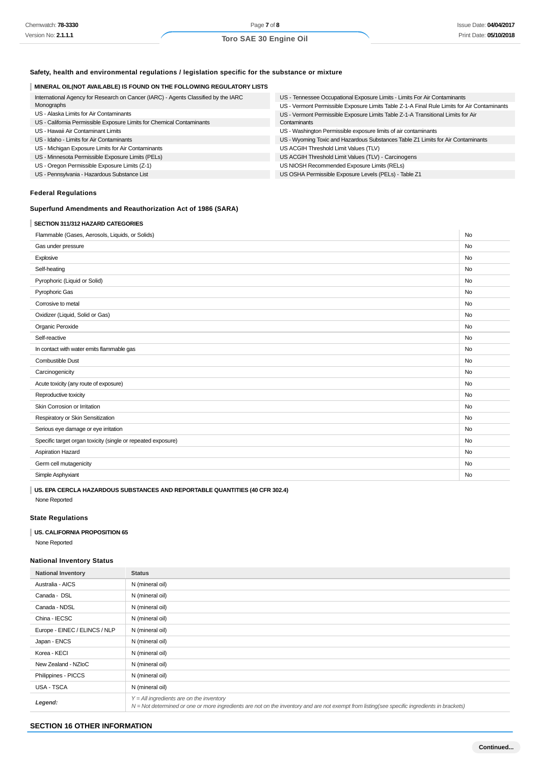### Safety, health and environmental regulations / legislation specific for the substance or mixture

#### MINERAL OIL(NOT AVAILABLE) IS FOUND ON THE FOLLOWING REGULATORY LISTS

| | |
|---|---|
| International Agency for Research on Cancer (IARC) - Agents Classified by the IARC Monographs | US - Tennessee Occupational Exposure Limits - Limits For Air Contaminants |
| US - Alaska Limits for Air Contaminants | US - Vermont Permissible Exposure Limits Table Z-1-A Final Rule Limits for Air Contaminants |
| US - California Permissible Exposure Limits for Chemical Contaminants | US - Vermont Permissible Exposure Limits Table Z-1-A Transitional Limits for Air Contaminants |
| US - Hawaii Air Contaminant Limits | US - Washington Permissible exposure limits of air contaminants |
| US - Idaho - Limits for Air Contaminants | US - Wyoming Toxic and Hazardous Substances Table Z1 Limits for Air Contaminants |
| US - Michigan Exposure Limits for Air Contaminants | US ACGIH Threshold Limit Values (TLV) |
| US - Minnesota Permissible Exposure Limits (PELs) | US ACGIH Threshold Limit Values (TLV) - Carcinogens |
| US - Oregon Permissible Exposure Limits (Z-1) | US NIOSH Recommended Exposure Limits (RELs) |
| US - Pennsylvania - Hazardous Substance List | US OSHA Permissible Exposure Levels (PELs) - Table Z1 |

### Federal Regulations

### Superfund Amendments and Reauthorization Act of 1986 (SARA)

#### SECTION 311/312 HAZARD CATEGORIES

| | |
|---|---|
| Flammable (Gases, Aerosols, Liquids, or Solids) | No |
| Gas under pressure | No |
| Explosive | No |
| Self-heating | No |
| Pyrophoric (Liquid or Solid) | No |
| Pyrophoric Gas | No |
| Corrosive to metal | No |
| Oxidizer (Liquid, Solid or Gas) | No |
| Organic Peroxide | No |
| Self-reactive | No |
| In contact with water emits flammable gas | No |
| Combustible Dust | No |
| Carcinogenicity | No |
| Acute toxicity (any route of exposure) | No |
| Reproductive toxicity | No |
| Skin Corrosion or Irritation | No |
| Respiratory or Skin Sensitization | No |
| Serious eye damage or eye irritation | No |
| Specific target organ toxicity (single or repeated exposure) | No |
| Aspiration Hazard | No |
| Germ cell mutagenicity | No |
| Simple Asphyxiant | No |

#### US. EPA CERCLA HAZARDOUS SUBSTANCES AND REPORTABLE QUANTITIES (40 CFR 302.4)

None Reported

### State Regulations

#### US. CALIFORNIA PROPOSITION 65

None Reported

### National Inventory Status

| National Inventory | Status |
|---|---|
| Australia - AICS | N (mineral oil) |
| Canada - DSL | N (mineral oil) |
| Canada - NDSL | N (mineral oil) |
| China - IECSC | N (mineral oil) |
| Europe - EINEC / ELINCS / NLP | N (mineral oil) |
| Japan - ENCS | N (mineral oil) |
| Korea - KECI | N (mineral oil) |
| New Zealand - NZIoC | N (mineral oil) |
| Philippines - PICCS | N (mineral oil) |
| USA - TSCA | N (mineral oil) |
| ***Legend:*** | *Y = All ingredients are on the inventory*<br>*N = Not determined or one or more ingredients are not on the inventory and are not exempt from listing(see specific ingredients in brackets)* |

## SECTION 16 OTHER INFORMATION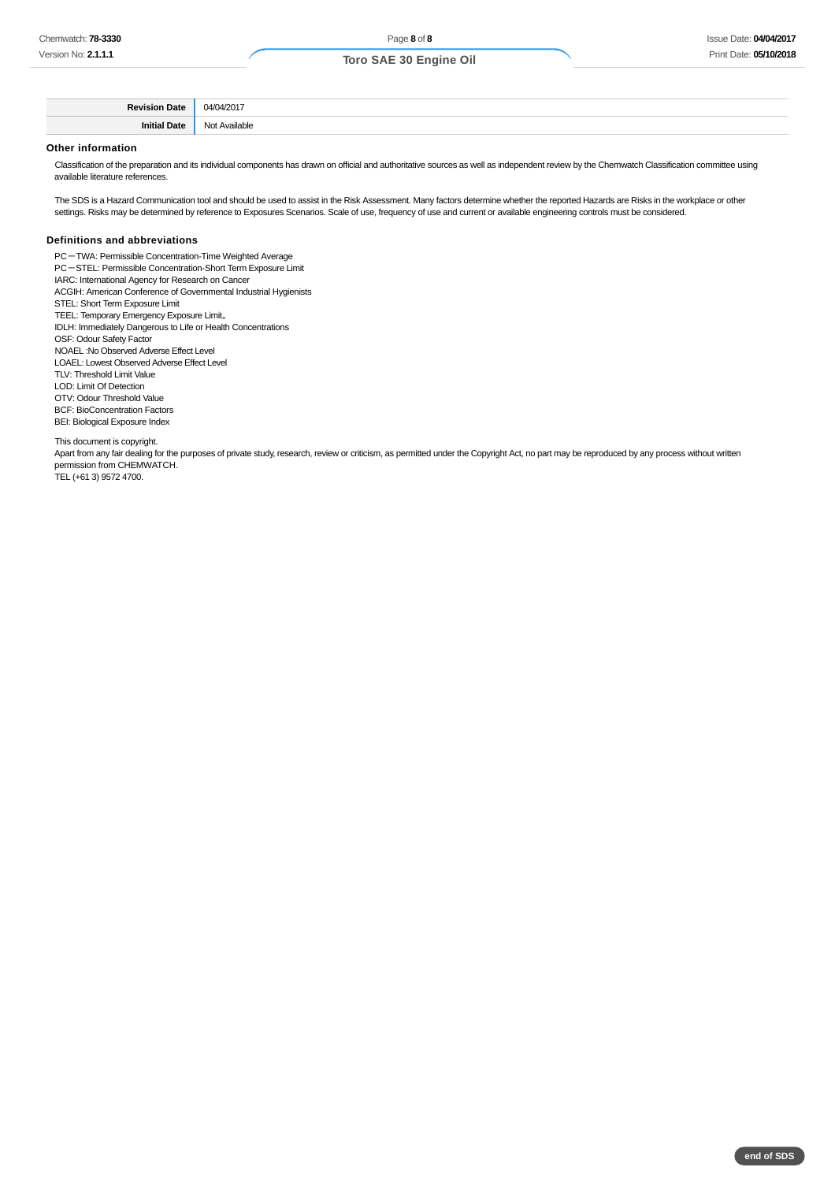| | |
|---|---|
| **Revision Date** | 04/04/2017 |
| **Initial Date** | Not Available |

## Other information

Classification of the preparation and its individual components has drawn on official and authoritative sources as well as independent review by the Chemwatch Classification committee using available literature references.

The SDS is a Hazard Communication tool and should be used to assist in the Risk Assessment. Many factors determine whether the reported Hazards are Risks in the workplace or other settings. Risks may be determined by reference to Exposures Scenarios. Scale of use, frequency of use and current or available engineering controls must be considered.

## Definitions and abbreviations

PC－TWA: Permissible Concentration-Time Weighted Average
PC－STEL: Permissible Concentration-Short Term Exposure Limit
IARC: International Agency for Research on Cancer
ACGIH: American Conference of Governmental Industrial Hygienists
STEL: Short Term Exposure Limit
TEEL: Temporary Emergency Exposure Limit。
IDLH: Immediately Dangerous to Life or Health Concentrations
OSF: Odour Safety Factor
NOAEL :No Observed Adverse Effect Level
LOAEL: Lowest Observed Adverse Effect Level
TLV: Threshold Limit Value
LOD: Limit Of Detection
OTV: Odour Threshold Value
BCF: BioConcentration Factors
BEI: Biological Exposure Index

This document is copyright.
Apart from any fair dealing for the purposes of private study, research, review or criticism, as permitted under the Copyright Act, no part may be reproduced by any process without written permission from CHEMWATCH.
TEL (+61 3) 9572 4700.

**end of SDS**